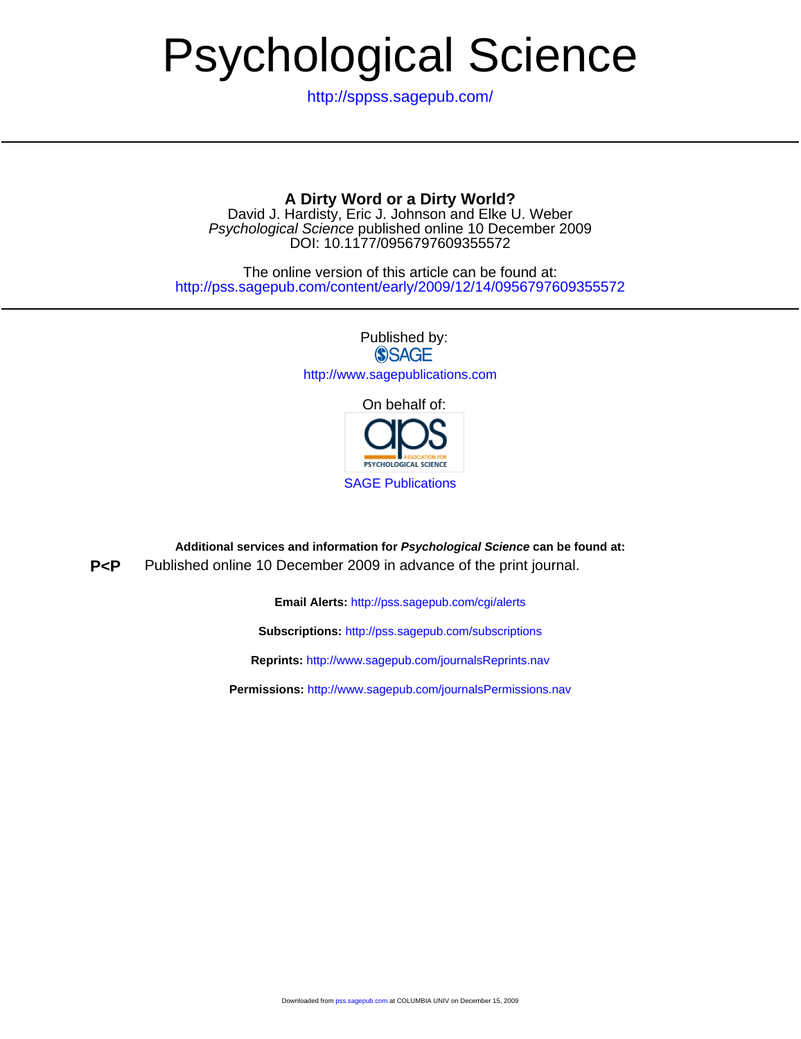# Psychological Science

http://sppss.sagepub.com/

## A Dirty Word or a Dirty World?

David J. Hardisty, Eric J. Johnson and Elke U. Weber
*Psychological Science* published online 10 December 2009
DOI: 10.1177/0956797609355572

The online version of this article can be found at:
http://pss.sagepub.com/content/early/2009/12/14/0956797609355572

Published by:
SAGE
http://www.sagepublications.com

On behalf of:
aps ASSOCIATION FOR PSYCHOLOGICAL SCIENCE

SAGE Publications

**Additional services and information for *Psychological Science* can be found at:**

**P<P** Published online 10 December 2009 in advance of the print journal.

**Email Alerts:** http://pss.sagepub.com/cgi/alerts

**Subscriptions:** http://pss.sagepub.com/subscriptions

**Reprints:** http://www.sagepub.com/journalsReprints.nav

**Permissions:** http://www.sagepub.com/journalsPermissions.nav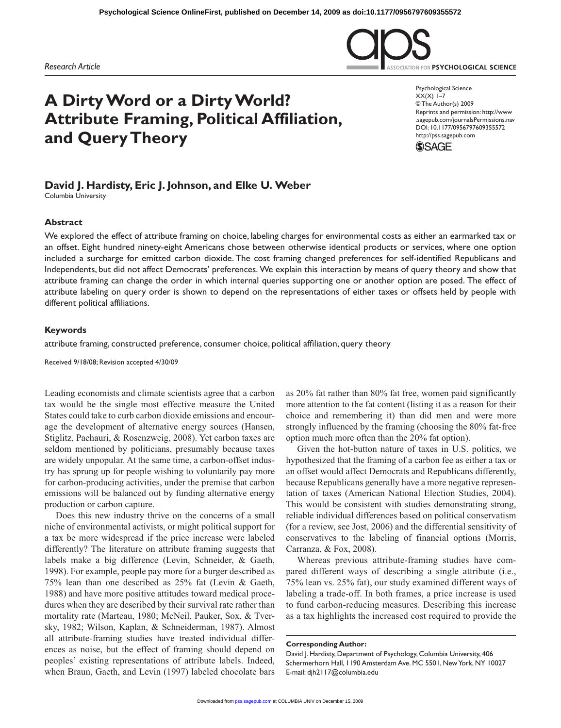Research Article

# A Dirty Word or a Dirty World? Attribute Framing, Political Affiliation, and Query Theory

Psychological Science
XX(X) 1–7
© The Author(s) 2009
Reprints and permission: http://www.sagepub.com/journalsPermissions.nav
DOI: 10.1177/0956797609355572
http://pss.sagepub.com

**David J. Hardisty, Eric J. Johnson, and Elke U. Weber**
Columbia University

### Abstract

We explored the effect of attribute framing on choice, labeling charges for environmental costs as either an earmarked tax or an offset. Eight hundred ninety-eight Americans chose between otherwise identical products or services, where one option included a surcharge for emitted carbon dioxide. The cost framing changed preferences for self-identified Republicans and Independents, but did not affect Democrats' preferences. We explain this interaction by means of query theory and show that attribute framing can change the order in which internal queries supporting one or another option are posed. The effect of attribute labeling on query order is shown to depend on the representations of either taxes or offsets held by people with different political affiliations.

### Keywords

attribute framing, constructed preference, consumer choice, political affiliation, query theory

Received 9/18/08; Revision accepted 4/30/09

Leading economists and climate scientists agree that a carbon tax would be the single most effective measure the United States could take to curb carbon dioxide emissions and encourage the development of alternative energy sources (Hansen, Stiglitz, Pachauri, & Rosenzweig, 2008). Yet carbon taxes are seldom mentioned by politicians, presumably because taxes are widely unpopular. At the same time, a carbon-offset industry has sprung up for people wishing to voluntarily pay more for carbon-producing activities, under the premise that carbon emissions will be balanced out by funding alternative energy production or carbon capture.

Does this new industry thrive on the concerns of a small niche of environmental activists, or might political support for a tax be more widespread if the price increase were labeled differently? The literature on attribute framing suggests that labels make a big difference (Levin, Schneider, & Gaeth, 1998). For example, people pay more for a burger described as 75% lean than one described as 25% fat (Levin & Gaeth, 1988) and have more positive attitudes toward medical procedures when they are described by their survival rate rather than mortality rate (Marteau, 1980; McNeil, Pauker, Sox, & Tversky, 1982; Wilson, Kaplan, & Schneiderman, 1987). Almost all attribute-framing studies have treated individual differences as noise, but the effect of framing should depend on peoples' existing representations of attribute labels. Indeed, when Braun, Gaeth, and Levin (1997) labeled chocolate bars as 20% fat rather than 80% fat free, women paid significantly more attention to the fat content (listing it as a reason for their choice and remembering it) than did men and were more strongly influenced by the framing (choosing the 80% fat-free option much more often than the 20% fat option).

Given the hot-button nature of taxes in U.S. politics, we hypothesized that the framing of a carbon fee as either a tax or an offset would affect Democrats and Republicans differently, because Republicans generally have a more negative representation of taxes (American National Election Studies, 2004). This would be consistent with studies demonstrating strong, reliable individual differences based on political conservatism (for a review, see Jost, 2006) and the differential sensitivity of conservatives to the labeling of financial options (Morris, Carranza, & Fox, 2008).

Whereas previous attribute-framing studies have compared different ways of describing a single attribute (i.e., 75% lean vs. 25% fat), our study examined different ways of labeling a trade-off. In both frames, a price increase is used to fund carbon-reducing measures. Describing this increase as a tax highlights the increased cost required to provide the

**Corresponding Author:**
David J. Hardisty, Department of Psychology, Columbia University, 406 Schermerhorn Hall, 1190 Amsterdam Ave. MC 5501, New York, NY 10027
E-mail: djh2117@columbia.edu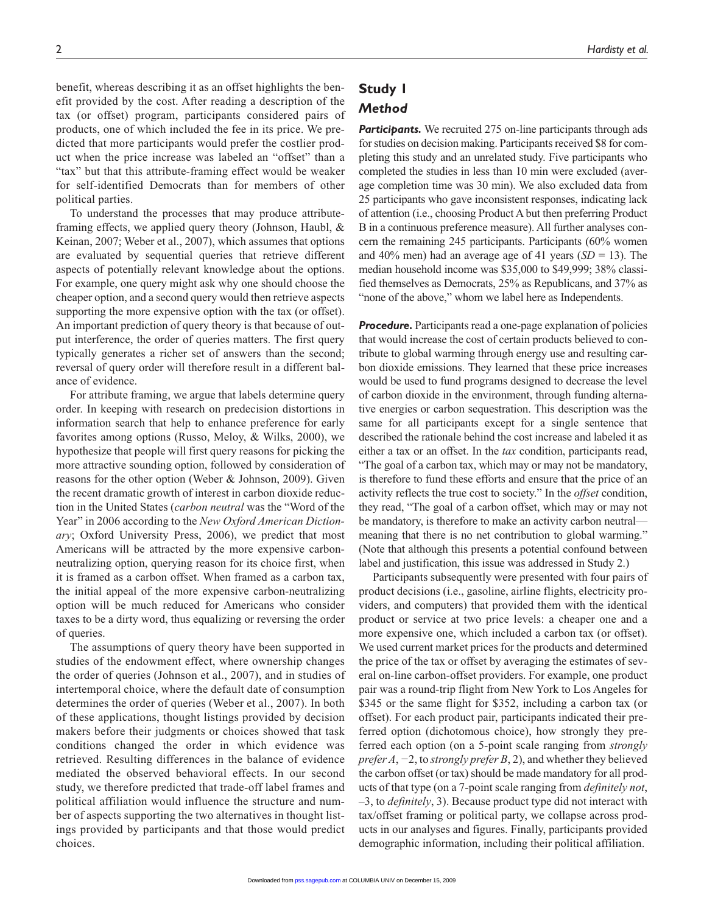benefit, whereas describing it as an offset highlights the benefit provided by the cost. After reading a description of the tax (or offset) program, participants considered pairs of products, one of which included the fee in its price. We predicted that more participants would prefer the costlier product when the price increase was labeled an "offset" than a "tax" but that this attribute-framing effect would be weaker for self-identified Democrats than for members of other political parties.

To understand the processes that may produce attribute-framing effects, we applied query theory (Johnson, Haubl, & Keinan, 2007; Weber et al., 2007), which assumes that options are evaluated by sequential queries that retrieve different aspects of potentially relevant knowledge about the options. For example, one query might ask why one should choose the cheaper option, and a second query would then retrieve aspects supporting the more expensive option with the tax (or offset). An important prediction of query theory is that because of output interference, the order of queries matters. The first query typically generates a richer set of answers than the second; reversal of query order will therefore result in a different balance of evidence.

For attribute framing, we argue that labels determine query order. In keeping with research on predecision distortions in information search that help to enhance preference for early favorites among options (Russo, Meloy, & Wilks, 2000), we hypothesize that people will first query reasons for picking the more attractive sounding option, followed by consideration of reasons for the other option (Weber & Johnson, 2009). Given the recent dramatic growth of interest in carbon dioxide reduction in the United States (*carbon neutral* was the "Word of the Year" in 2006 according to the *New Oxford American Dictionary*; Oxford University Press, 2006), we predict that most Americans will be attracted by the more expensive carbon-neutralizing option, querying reason for its choice first, when it is framed as a carbon offset. When framed as a carbon tax, the initial appeal of the more expensive carbon-neutralizing option will be much reduced for Americans who consider taxes to be a dirty word, thus equalizing or reversing the order of queries.

The assumptions of query theory have been supported in studies of the endowment effect, where ownership changes the order of queries (Johnson et al., 2007), and in studies of intertemporal choice, where the default date of consumption determines the order of queries (Weber et al., 2007). In both of these applications, thought listings provided by decision makers before their judgments or choices showed that task conditions changed the order in which evidence was retrieved. Resulting differences in the balance of evidence mediated the observed behavioral effects. In our second study, we therefore predicted that trade-off label frames and political affiliation would influence the structure and number of aspects supporting the two alternatives in thought listings provided by participants and that those would predict choices.

## Study 1

### *Method*

***Participants.*** We recruited 275 on-line participants through ads for studies on decision making. Participants received \$8 for completing this study and an unrelated study. Five participants who completed the studies in less than 10 min were excluded (average completion time was 30 min). We also excluded data from 25 participants who gave inconsistent responses, indicating lack of attention (i.e., choosing Product A but then preferring Product B in a continuous preference measure). All further analyses concern the remaining 245 participants. Participants (60% women and 40% men) had an average age of 41 years ($SD = 13$). The median household income was \$35,000 to \$49,999; 38% classified themselves as Democrats, 25% as Republicans, and 37% as "none of the above," whom we label here as Independents.

***Procedure.*** Participants read a one-page explanation of policies that would increase the cost of certain products believed to contribute to global warming through energy use and resulting carbon dioxide emissions. They learned that these price increases would be used to fund programs designed to decrease the level of carbon dioxide in the environment, through funding alternative energies or carbon sequestration. This description was the same for all participants except for a single sentence that described the rationale behind the cost increase and labeled it as either a tax or an offset. In the *tax* condition, participants read, "The goal of a carbon tax, which may or may not be mandatory, is therefore to fund these efforts and ensure that the price of an activity reflects the true cost to society." In the *offset* condition, they read, "The goal of a carbon offset, which may or may not be mandatory, is therefore to make an activity carbon neutral—meaning that there is no net contribution to global warming." (Note that although this presents a potential confound between label and justification, this issue was addressed in Study 2.)

Participants subsequently were presented with four pairs of product decisions (i.e., gasoline, airline flights, electricity providers, and computers) that provided them with the identical product or service at two price levels: a cheaper one and a more expensive one, which included a carbon tax (or offset). We used current market prices for the products and determined the price of the tax or offset by averaging the estimates of several on-line carbon-offset providers. For example, one product pair was a round-trip flight from New York to Los Angeles for \$345 or the same flight for \$352, including a carbon tax (or offset). For each product pair, participants indicated their preferred option (dichotomous choice), how strongly they preferred each option (on a 5-point scale ranging from *strongly prefer A*, −2, to *strongly prefer B*, 2), and whether they believed the carbon offset (or tax) should be made mandatory for all products of that type (on a 7-point scale ranging from *definitely not*, –3, to *definitely*, 3). Because product type did not interact with tax/offset framing or political party, we collapse across products in our analyses and figures. Finally, participants provided demographic information, including their political affiliation.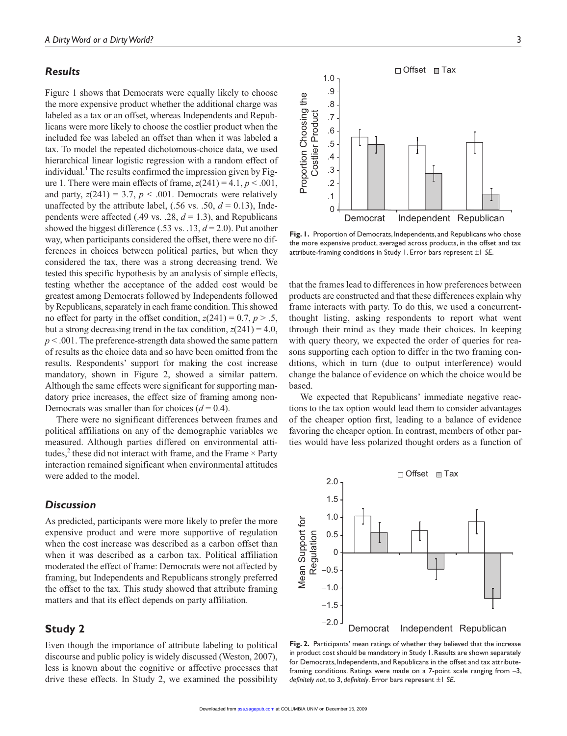## Results

Figure 1 shows that Democrats were equally likely to choose the more expensive product whether the additional charge was labeled as a tax or an offset, whereas Independents and Republicans were more likely to choose the costlier product when the included fee was labeled an offset than when it was labeled a tax. To model the repeated dichotomous-choice data, we used hierarchical linear logistic regression with a random effect of individual.[1] The results confirmed the impression given by Figure 1. There were main effects of frame, $z(241) = 4.1$, $p < .001$, and party, $z(241) = 3.7$, $p < .001$. Democrats were relatively unaffected by the attribute label, (.56 vs. .50, $d = 0.13$), Independents were affected (.49 vs. .28, $d = 1.3$), and Republicans showed the biggest difference (.53 vs. .13, $d = 2.0$). Put another way, when participants considered the offset, there were no differences in choices between political parties, but when they considered the tax, there was a strong decreasing trend. We tested this specific hypothesis by an analysis of simple effects, testing whether the acceptance of the added cost would be greatest among Democrats followed by Independents followed by Republicans, separately in each frame condition. This showed no effect for party in the offset condition, $z(241) = 0.7$, $p > .5$, but a strong decreasing trend in the tax condition, $z(241) = 4.0$, $p < .001$. The preference-strength data showed the same pattern of results as the choice data and so have been omitted from the results. Respondents' support for making the cost increase mandatory, shown in Figure 2, showed a similar pattern. Although the same effects were significant for supporting mandatory price increases, the effect size of framing among non-Democrats was smaller than for choices ($d = 0.4$).

There were no significant differences between frames and political affiliations on any of the demographic variables we measured. Although parties differed on environmental attitudes,[2] these did not interact with frame, and the Frame × Party interaction remained significant when environmental attitudes were added to the model.

**Fig. 1.** Proportion of Democrats, Independents, and Republicans who chose the more expensive product, averaged across products, in the offset and tax attribute-framing conditions in Study 1. Error bars represent ±1 *SE*.

## Discussion

As predicted, participants were more likely to prefer the more expensive product and were more supportive of regulation when the cost increase was described as a carbon offset than when it was described as a carbon tax. Political affiliation moderated the effect of frame: Democrats were not affected by framing, but Independents and Republicans strongly preferred the offset to the tax. This study showed that attribute framing matters and that its effect depends on party affiliation.

# Study 2

Even though the importance of attribute labeling to political discourse and public policy is widely discussed (Weston, 2007), less is known about the cognitive or affective processes that drive these effects. In Study 2, we examined the possibility that the frames lead to differences in how preferences between products are constructed and that these differences explain why frame interacts with party. To do this, we used a concurrent-thought listing, asking respondents to report what went through their mind as they made their choices. In keeping with query theory, we expected the order of queries for reasons supporting each option to differ in the two framing conditions, which in turn (due to output interference) would change the balance of evidence on which the choice would be based.

We expected that Republicans' immediate negative reactions to the tax option would lead them to consider advantages of the cheaper option first, leading to a balance of evidence favoring the cheaper option. In contrast, members of other parties would have less polarized thought orders as a function of

**Fig. 2.** Participants' mean ratings of whether they believed that the increase in product cost should be mandatory in Study 1. Results are shown separately for Democrats, Independents, and Republicans in the offset and tax attribute-framing conditions. Ratings were made on a 7-point scale ranging from –3, *definitely not*, to 3, *definitely*. Error bars represent ±1 *SE*.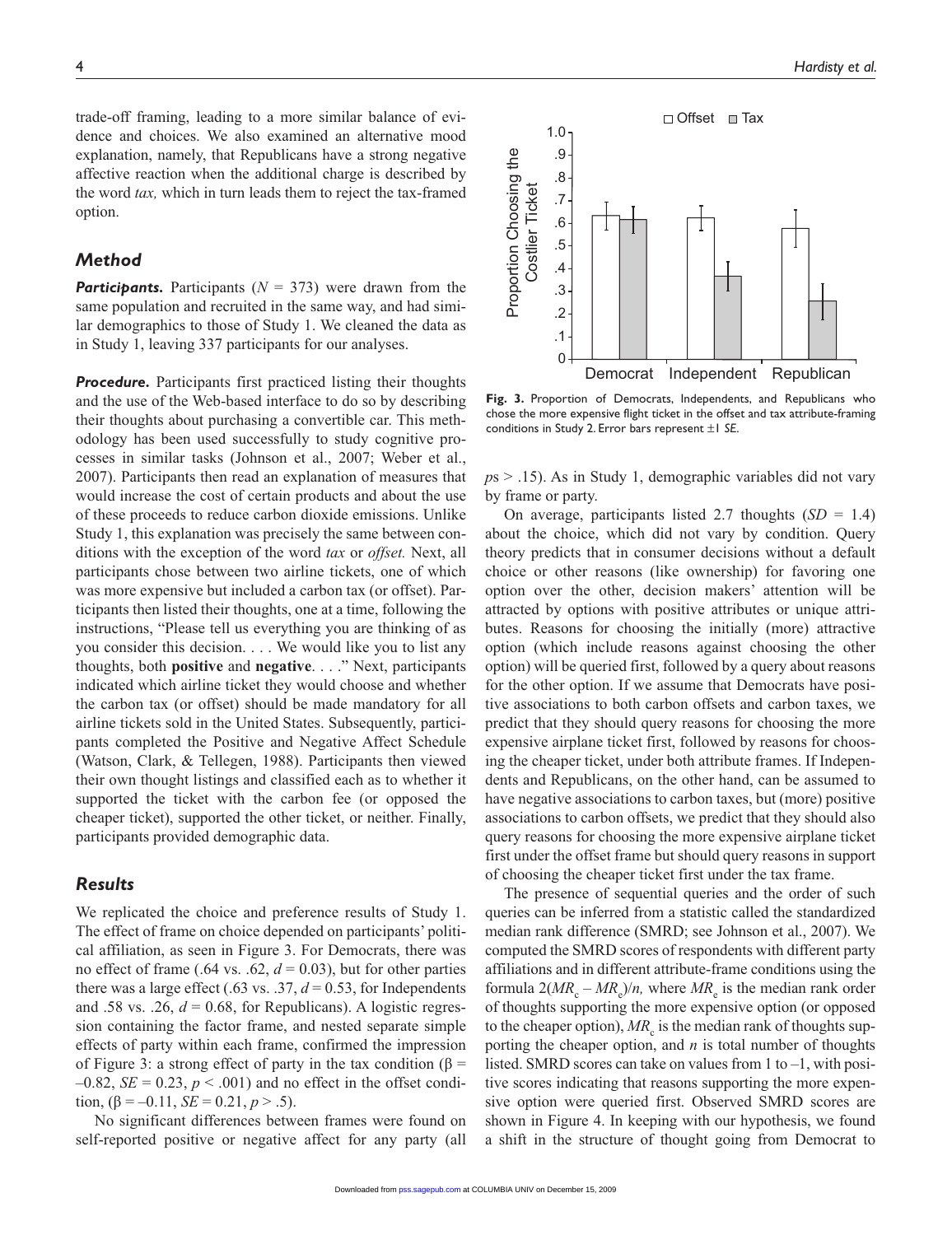trade-off framing, leading to a more similar balance of evidence and choices. We also examined an alternative mood explanation, namely, that Republicans have a strong negative affective reaction when the additional charge is described by the word *tax,* which in turn leads them to reject the tax-framed option.

## Method

***Participants.*** Participants ($N$ = 373) were drawn from the same population and recruited in the same way, and had similar demographics to those of Study 1. We cleaned the data as in Study 1, leaving 337 participants for our analyses.

***Procedure.*** Participants first practiced listing their thoughts and the use of the Web-based interface to do so by describing their thoughts about purchasing a convertible car. This methodology has been used successfully to study cognitive processes in similar tasks (Johnson et al., 2007; Weber et al., 2007). Participants then read an explanation of measures that would increase the cost of certain products and about the use of these proceeds to reduce carbon dioxide emissions. Unlike Study 1, this explanation was precisely the same between conditions with the exception of the word *tax* or *offset.* Next, all participants chose between two airline tickets, one of which was more expensive but included a carbon tax (or offset). Participants then listed their thoughts, one at a time, following the instructions, "Please tell us everything you are thinking of as you consider this decision. . . . We would like you to list any thoughts, both **positive** and **negative**. . . ." Next, participants indicated which airline ticket they would choose and whether the carbon tax (or offset) should be made mandatory for all airline tickets sold in the United States. Subsequently, participants completed the Positive and Negative Affect Schedule (Watson, Clark, & Tellegen, 1988). Participants then viewed their own thought listings and classified each as to whether it supported the ticket with the carbon fee (or opposed the cheaper ticket), supported the other ticket, or neither. Finally, participants provided demographic data.

## Results

We replicated the choice and preference results of Study 1. The effect of frame on choice depended on participants' political affiliation, as seen in Figure 3. For Democrats, there was no effect of frame (.64 vs. .62, $d$ = 0.03), but for other parties there was a large effect (.63 vs. .37, $d$ = 0.53, for Independents and .58 vs. .26, $d$ = 0.68, for Republicans). A logistic regression containing the factor frame, and nested separate simple effects of party within each frame, confirmed the impression of Figure 3: a strong effect of party in the tax condition ($\beta$ = –0.82, $SE$ = 0.23, $p$ < .001) and no effect in the offset condition, ($\beta$ = –0.11, $SE$ = 0.21, $p$ > .5).

No significant differences between frames were found on self-reported positive or negative affect for any party (all $p$s > .15). As in Study 1, demographic variables did not vary by frame or party.

**Fig. 3.** Proportion of Democrats, Independents, and Republicans who chose the more expensive flight ticket in the offset and tax attribute-framing conditions in Study 2. Error bars represent ±1 *SE*.

On average, participants listed 2.7 thoughts ($SD$ = 1.4) about the choice, which did not vary by condition. Query theory predicts that in consumer decisions without a default choice or other reasons (like ownership) for favoring one option over the other, decision makers' attention will be attracted by options with positive attributes or unique attributes. Reasons for choosing the initially (more) attractive option (which include reasons against choosing the other option) will be queried first, followed by a query about reasons for the other option. If we assume that Democrats have positive associations to both carbon offsets and carbon taxes, we predict that they should query reasons for choosing the more expensive airplane ticket first, followed by reasons for choosing the cheaper ticket, under both attribute frames. If Independents and Republicans, on the other hand, can be assumed to have negative associations to carbon taxes, but (more) positive associations to carbon offsets, we predict that they should also query reasons for choosing the more expensive airplane ticket first under the offset frame but should query reasons in support of choosing the cheaper ticket first under the tax frame.

The presence of sequential queries and the order of such queries can be inferred from a statistic called the standardized median rank difference (SMRD; see Johnson et al., 2007). We computed the SMRD scores of respondents with different party affiliations and in different attribute-frame conditions using the formula $2(MR_c – MR_e)/n$, where $MR_e$ is the median rank order of thoughts supporting the more expensive option (or opposed to the cheaper option), $MR_c$ is the median rank of thoughts supporting the cheaper option, and $n$ is total number of thoughts listed. SMRD scores can take on values from 1 to –1, with positive scores indicating that reasons supporting the more expensive option were queried first. Observed SMRD scores are shown in Figure 4. In keeping with our hypothesis, we found a shift in the structure of thought going from Democrat to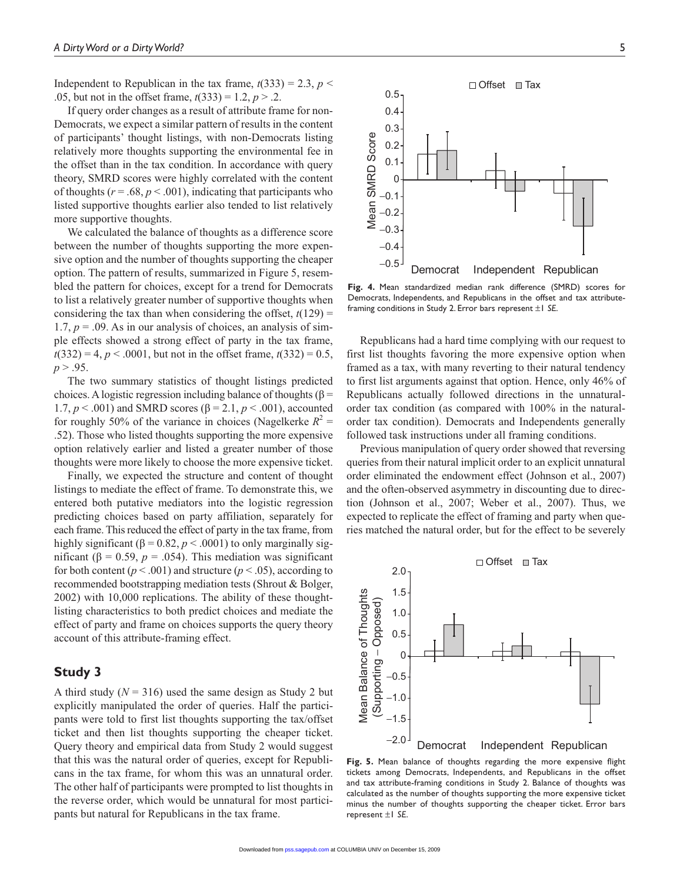Independent to Republican in the tax frame, $t(333) = 2.3$, $p < .05$, but not in the offset frame, $t(333) = 1.2$, $p > .2$.

If query order changes as a result of attribute frame for non-Democrats, we expect a similar pattern of results in the content of participants' thought listings, with non-Democrats listing relatively more thoughts supporting the environmental fee in the offset than in the tax condition. In accordance with query theory, SMRD scores were highly correlated with the content of thoughts ($r = .68$, $p < .001$), indicating that participants who listed supportive thoughts earlier also tended to list relatively more supportive thoughts.

We calculated the balance of thoughts as a difference score between the number of thoughts supporting the more expensive option and the number of thoughts supporting the cheaper option. The pattern of results, summarized in Figure 5, resembled the pattern for choices, except for a trend for Democrats to list a relatively greater number of supportive thoughts when considering the tax than when considering the offset, $t(129) = 1.7$, $p = .09$. As in our analysis of choices, an analysis of simple effects showed a strong effect of party in the tax frame, $t(332) = 4$, $p < .0001$, but not in the offset frame, $t(332) = 0.5$, $p > .95$.

The two summary statistics of thought listings predicted choices. A logistic regression including balance of thoughts ($\beta = 1.7$, $p < .001$) and SMRD scores ($\beta = 2.1$, $p < .001$), accounted for roughly 50% of the variance in choices (Nagelkerke $R^2 = .52$). Those who listed thoughts supporting the more expensive option relatively earlier and listed a greater number of those thoughts were more likely to choose the more expensive ticket.

Finally, we expected the structure and content of thought listings to mediate the effect of frame. To demonstrate this, we entered both putative mediators into the logistic regression predicting choices based on party affiliation, separately for each frame. This reduced the effect of party in the tax frame, from highly significant ($\beta = 0.82$, $p < .0001$) to only marginally significant ($\beta = 0.59$, $p = .054$). This mediation was significant for both content ($p < .001$) and structure ($p < .05$), according to recommended bootstrapping mediation tests (Shrout & Bolger, 2002) with 10,000 replications. The ability of these thought-listing characteristics to both predict choices and mediate the effect of party and frame on choices supports the query theory account of this attribute-framing effect.

## Study 3

A third study ($N = 316$) used the same design as Study 2 but explicitly manipulated the order of queries. Half the participants were told to first list thoughts supporting the tax/offset ticket and then list thoughts supporting the cheaper ticket. Query theory and empirical data from Study 2 would suggest that this was the natural order of queries, except for Republicans in the tax frame, for whom this was an unnatural order. The other half of participants were prompted to list thoughts in the reverse order, which would be unnatural for most participants but natural for Republicans in the tax frame.

**Fig. 4.** Mean standardized median rank difference (SMRD) scores for Democrats, Independents, and Republicans in the offset and tax attribute-framing conditions in Study 2. Error bars represent ±1 *SE*.

Republicans had a hard time complying with our request to first list thoughts favoring the more expensive option when framed as a tax, with many reverting to their natural tendency to first list arguments against that option. Hence, only 46% of Republicans actually followed directions in the unnatural-order tax condition (as compared with 100% in the natural-order tax condition). Democrats and Independents generally followed task instructions under all framing conditions.

Previous manipulation of query order showed that reversing queries from their natural implicit order to an explicit unnatural order eliminated the endowment effect (Johnson et al., 2007) and the often-observed asymmetry in discounting due to direction (Johnson et al., 2007; Weber et al., 2007). Thus, we expected to replicate the effect of framing and party when queries matched the natural order, but for the effect to be severely

**Fig. 5.** Mean balance of thoughts regarding the more expensive flight tickets among Democrats, Independents, and Republicans in the offset and tax attribute-framing conditions in Study 2. Balance of thoughts was calculated as the number of thoughts supporting the more expensive ticket minus the number of thoughts supporting the cheaper ticket. Error bars represent ±1 *SE*.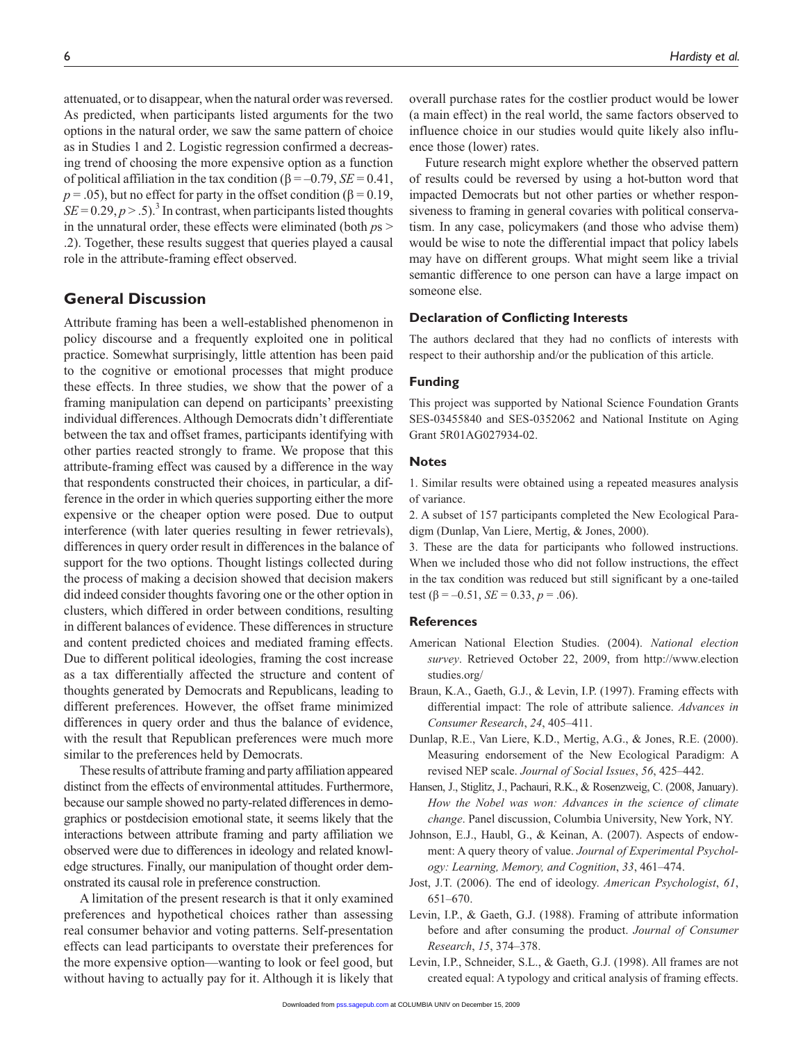attenuated, or to disappear, when the natural order was reversed. As predicted, when participants listed arguments for the two options in the natural order, we saw the same pattern of choice as in Studies 1 and 2. Logistic regression confirmed a decreasing trend of choosing the more expensive option as a function of political affiliation in the tax condition ($\beta = -0.79$, $SE = 0.41$, $p = .05$), but no effect for party in the offset condition ($\beta = 0.19$, $SE = 0.29$, $p > .5$).[3] In contrast, when participants listed thoughts in the unnatural order, these effects were eliminated (both $p$s > .2). Together, these results suggest that queries played a causal role in the attribute-framing effect observed.

## General Discussion

Attribute framing has been a well-established phenomenon in policy discourse and a frequently exploited one in political practice. Somewhat surprisingly, little attention has been paid to the cognitive or emotional processes that might produce these effects. In three studies, we show that the power of a framing manipulation can depend on participants' preexisting individual differences. Although Democrats didn't differentiate between the tax and offset frames, participants identifying with other parties reacted strongly to frame. We propose that this attribute-framing effect was caused by a difference in the way that respondents constructed their choices, in particular, a difference in the order in which queries supporting either the more expensive or the cheaper option were posed. Due to output interference (with later queries resulting in fewer retrievals), differences in query order result in differences in the balance of support for the two options. Thought listings collected during the process of making a decision showed that decision makers did indeed consider thoughts favoring one or the other option in clusters, which differed in order between conditions, resulting in different balances of evidence. These differences in structure and content predicted choices and mediated framing effects. Due to different political ideologies, framing the cost increase as a tax differentially affected the structure and content of thoughts generated by Democrats and Republicans, leading to different preferences. However, the offset frame minimized differences in query order and thus the balance of evidence, with the result that Republican preferences were much more similar to the preferences held by Democrats.

These results of attribute framing and party affiliation appeared distinct from the effects of environmental attitudes. Furthermore, because our sample showed no party-related differences in demographics or postdecision emotional state, it seems likely that the interactions between attribute framing and party affiliation we observed were due to differences in ideology and related knowledge structures. Finally, our manipulation of thought order demonstrated its causal role in preference construction.

A limitation of the present research is that it only examined preferences and hypothetical choices rather than assessing real consumer behavior and voting patterns. Self-presentation effects can lead participants to overstate their preferences for the more expensive option—wanting to look or feel good, but without having to actually pay for it. Although it is likely that overall purchase rates for the costlier product would be lower (a main effect) in the real world, the same factors observed to influence choice in our studies would quite likely also influence those (lower) rates.

Future research might explore whether the observed pattern of results could be reversed by using a hot-button word that impacted Democrats but not other parties or whether responsiveness to framing in general covaries with political conservatism. In any case, policymakers (and those who advise them) would be wise to note the differential impact that policy labels may have on different groups. What might seem like a trivial semantic difference to one person can have a large impact on someone else.

### Declaration of Conflicting Interests

The authors declared that they had no conflicts of interests with respect to their authorship and/or the publication of this article.

### Funding

This project was supported by National Science Foundation Grants SES-03455840 and SES-0352062 and National Institute on Aging Grant 5R01AG027934-02.

### Notes

1. Similar results were obtained using a repeated measures analysis of variance.
2. A subset of 157 participants completed the New Ecological Paradigm (Dunlap, Van Liere, Mertig, & Jones, 2000).
3. These are the data for participants who followed instructions. When we included those who did not follow instructions, the effect in the tax condition was reduced but still significant by a one-tailed test ($\beta = -0.51$, $SE = 0.33$, $p = .06$).

### References

American National Election Studies. (2004). *National election survey*. Retrieved October 22, 2009, from http://www.electionstudies.org/

Braun, K.A., Gaeth, G.J., & Levin, I.P. (1997). Framing effects with differential impact: The role of attribute salience. *Advances in Consumer Research*, *24*, 405–411.

Dunlap, R.E., Van Liere, K.D., Mertig, A.G., & Jones, R.E. (2000). Measuring endorsement of the New Ecological Paradigm: A revised NEP scale. *Journal of Social Issues*, *56*, 425–442.

Hansen, J., Stiglitz, J., Pachauri, R.K., & Rosenzweig, C. (2008, January). *How the Nobel was won: Advances in the science of climate change*. Panel discussion, Columbia University, New York, NY.

Johnson, E.J., Haubl, G., & Keinan, A. (2007). Aspects of endowment: A query theory of value. *Journal of Experimental Psychology: Learning, Memory, and Cognition*, *33*, 461–474.

Jost, J.T. (2006). The end of ideology. *American Psychologist*, *61*, 651–670.

Levin, I.P., & Gaeth, G.J. (1988). Framing of attribute information before and after consuming the product. *Journal of Consumer Research*, *15*, 374–378.

Levin, I.P., Schneider, S.L., & Gaeth, G.J. (1998). All frames are not created equal: A typology and critical analysis of framing effects.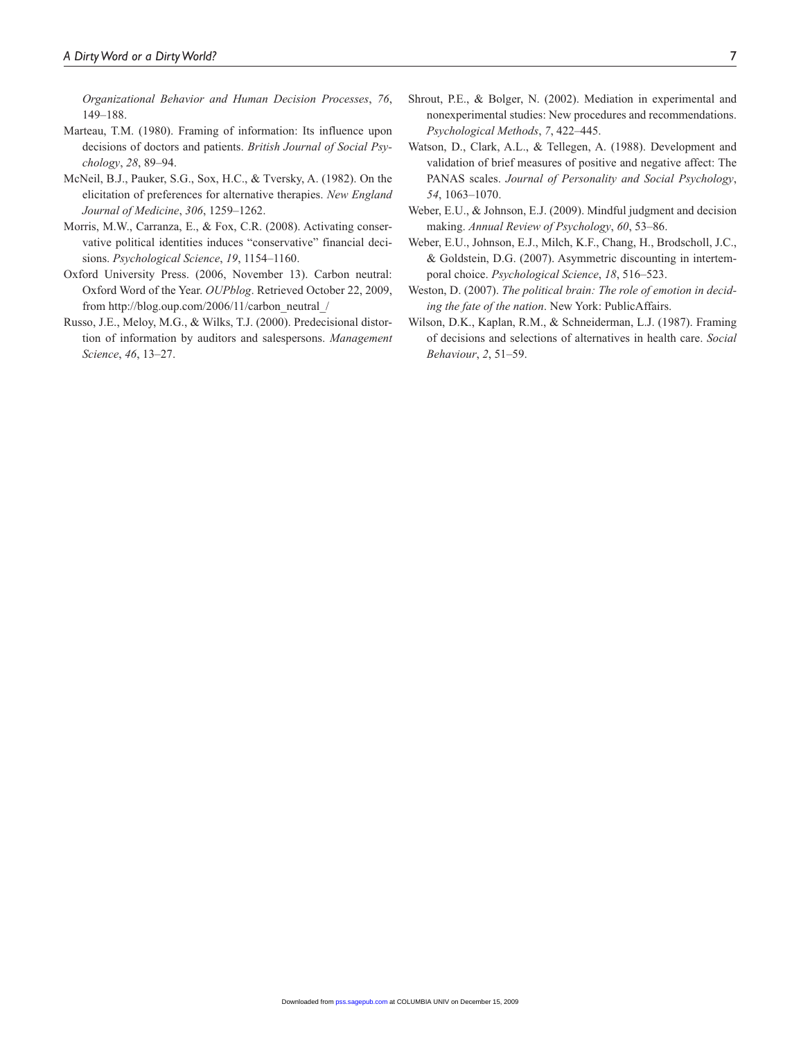*Organizational Behavior and Human Decision Processes*, *76*, 149–188.

Marteau, T.M. (1980). Framing of information: Its influence upon decisions of doctors and patients. *British Journal of Social Psychology*, *28*, 89–94.

McNeil, B.J., Pauker, S.G., Sox, H.C., & Tversky, A. (1982). On the elicitation of preferences for alternative therapies. *New England Journal of Medicine*, *306*, 1259–1262.

Morris, M.W., Carranza, E., & Fox, C.R. (2008). Activating conservative political identities induces "conservative" financial decisions. *Psychological Science*, *19*, 1154–1160.

Oxford University Press. (2006, November 13). Carbon neutral: Oxford Word of the Year. *OUPblog*. Retrieved October 22, 2009, from http://blog.oup.com/2006/11/carbon_neutral_/

Russo, J.E., Meloy, M.G., & Wilks, T.J. (2000). Predecisional distortion of information by auditors and salespersons. *Management Science*, *46*, 13–27.

Shrout, P.E., & Bolger, N. (2002). Mediation in experimental and nonexperimental studies: New procedures and recommendations. *Psychological Methods*, *7*, 422–445.

Watson, D., Clark, A.L., & Tellegen, A. (1988). Development and validation of brief measures of positive and negative affect: The PANAS scales. *Journal of Personality and Social Psychology*, *54*, 1063–1070.

Weber, E.U., & Johnson, E.J. (2009). Mindful judgment and decision making. *Annual Review of Psychology*, *60*, 53–86.

Weber, E.U., Johnson, E.J., Milch, K.F., Chang, H., Brodscholl, J.C., & Goldstein, D.G. (2007). Asymmetric discounting in intertemporal choice. *Psychological Science*, *18*, 516–523.

Weston, D. (2007). *The political brain: The role of emotion in deciding the fate of the nation*. New York: PublicAffairs.

Wilson, D.K., Kaplan, R.M., & Schneiderman, L.J. (1987). Framing of decisions and selections of alternatives in health care. *Social Behaviour*, *2*, 51–59.